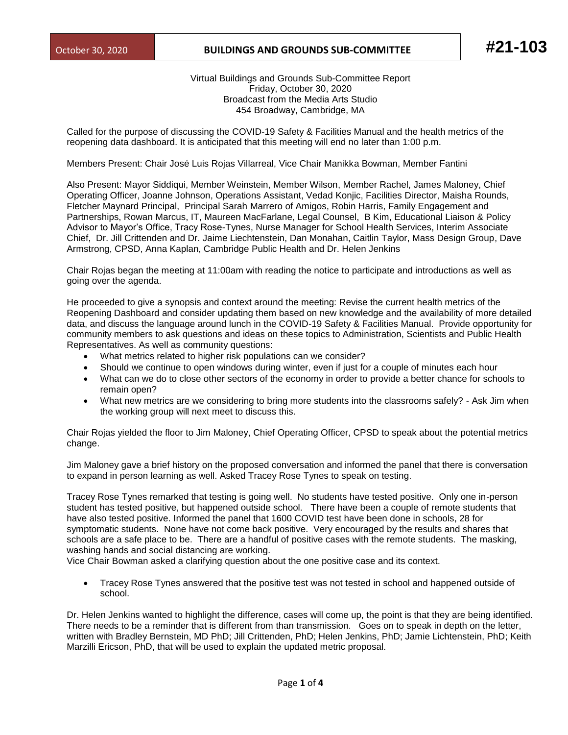October 30, 2020 | **BUILDINGS AND GROUNDS SUB-COMMITTEE** | **#21-103**

Virtual Buildings and Grounds Sub-Committee Report
Friday, October 30, 2020
Broadcast from the Media Arts Studio
454 Broadway, Cambridge, MA

Called for the purpose of discussing the COVID-19 Safety & Facilities Manual and the health metrics of the reopening data dashboard. It is anticipated that this meeting will end no later than 1:00 p.m.

Members Present: Chair José Luis Rojas Villarreal, Vice Chair Manikka Bowman, Member Fantini

Also Present: Mayor Siddiqui, Member Weinstein, Member Wilson, Member Rachel, James Maloney, Chief Operating Officer, Joanne Johnson, Operations Assistant, Vedad Konjic, Facilities Director, Maisha Rounds, Fletcher Maynard Principal, Principal Sarah Marrero of Amigos, Robin Harris, Family Engagement and Partnerships, Rowan Marcus, IT, Maureen MacFarlane, Legal Counsel, B Kim, Educational Liaison & Policy Advisor to Mayor's Office, Tracy Rose-Tynes, Nurse Manager for School Health Services, Interim Associate Chief, Dr. Jill Crittenden and Dr. Jaime Liechtenstein, Dan Monahan, Caitlin Taylor, Mass Design Group, Dave Armstrong, CPSD, Anna Kaplan, Cambridge Public Health and Dr. Helen Jenkins

Chair Rojas began the meeting at 11:00am with reading the notice to participate and introductions as well as going over the agenda.

He proceeded to give a synopsis and context around the meeting: Revise the current health metrics of the Reopening Dashboard and consider updating them based on new knowledge and the availability of more detailed data, and discuss the language around lunch in the COVID-19 Safety & Facilities Manual. Provide opportunity for community members to ask questions and ideas on these topics to Administration, Scientists and Public Health Representatives. As well as community questions:

- What metrics related to higher risk populations can we consider?
- Should we continue to open windows during winter, even if just for a couple of minutes each hour
- What can we do to close other sectors of the economy in order to provide a better chance for schools to remain open?
- What new metrics are we considering to bring more students into the classrooms safely? - Ask Jim when the working group will next meet to discuss this.

Chair Rojas yielded the floor to Jim Maloney, Chief Operating Officer, CPSD to speak about the potential metrics change.

Jim Maloney gave a brief history on the proposed conversation and informed the panel that there is conversation to expand in person learning as well. Asked Tracey Rose Tynes to speak on testing.

Tracey Rose Tynes remarked that testing is going well. No students have tested positive. Only one in-person student has tested positive, but happened outside school. There have been a couple of remote students that have also tested positive. Informed the panel that 1600 COVID test have been done in schools, 28 for symptomatic students. None have not come back positive. Very encouraged by the results and shares that schools are a safe place to be. There are a handful of positive cases with the remote students. The masking, washing hands and social distancing are working.
Vice Chair Bowman asked a clarifying question about the one positive case and its context.

- Tracey Rose Tynes answered that the positive test was not tested in school and happened outside of school.

Dr. Helen Jenkins wanted to highlight the difference, cases will come up, the point is that they are being identified. There needs to be a reminder that is different from than transmission. Goes on to speak in depth on the letter, written with Bradley Bernstein, MD PhD; Jill Crittenden, PhD; Helen Jenkins, PhD; Jamie Lichtenstein, PhD; Keith Marzilli Ericson, PhD, that will be used to explain the updated metric proposal.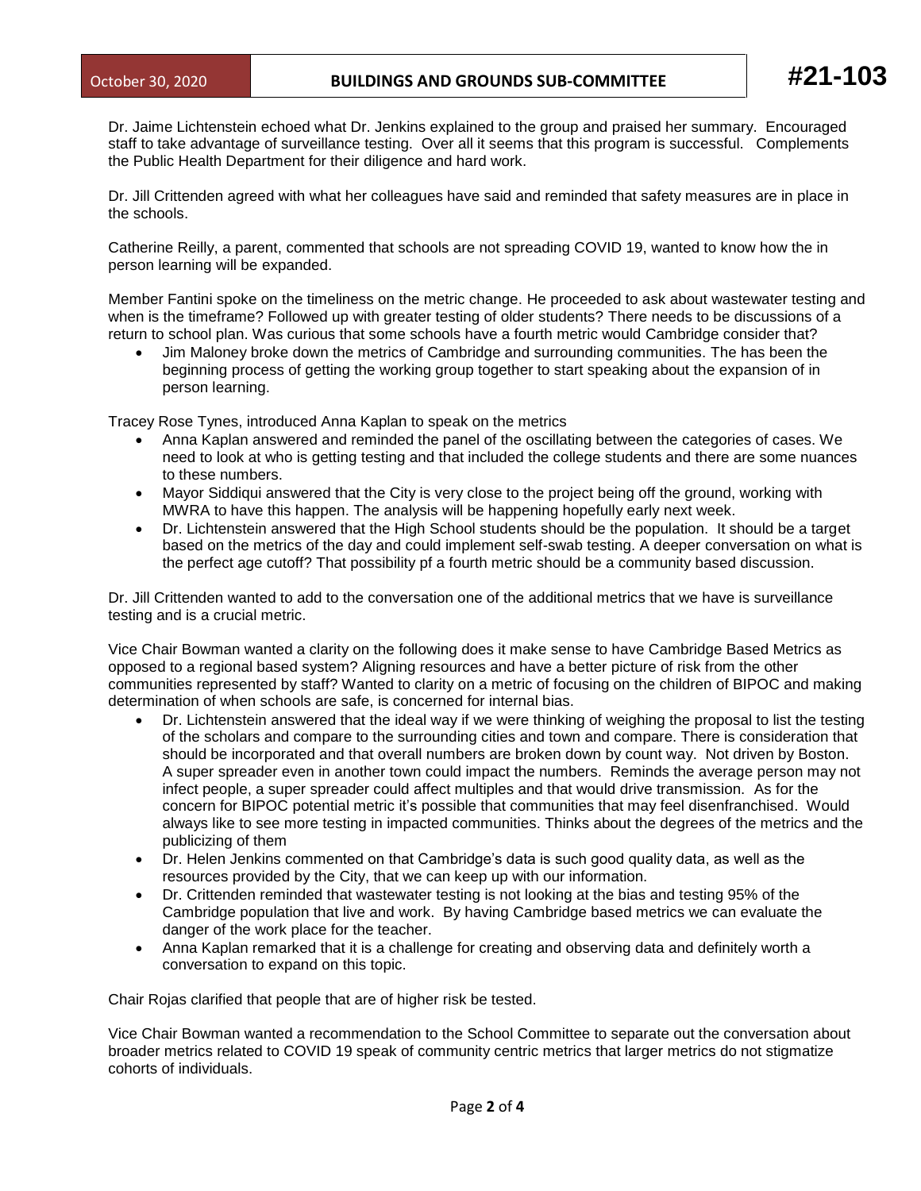Dr. Jaime Lichtenstein echoed what Dr. Jenkins explained to the group and praised her summary. Encouraged staff to take advantage of surveillance testing. Over all it seems that this program is successful. Complements the Public Health Department for their diligence and hard work.

Dr. Jill Crittenden agreed with what her colleagues have said and reminded that safety measures are in place in the schools.

Catherine Reilly, a parent, commented that schools are not spreading COVID 19, wanted to know how the in person learning will be expanded.

Member Fantini spoke on the timeliness on the metric change. He proceeded to ask about wastewater testing and when is the timeframe? Followed up with greater testing of older students? There needs to be discussions of a return to school plan. Was curious that some schools have a fourth metric would Cambridge consider that?

- Jim Maloney broke down the metrics of Cambridge and surrounding communities. The has been the beginning process of getting the working group together to start speaking about the expansion of in person learning.

Tracey Rose Tynes, introduced Anna Kaplan to speak on the metrics

- Anna Kaplan answered and reminded the panel of the oscillating between the categories of cases. We need to look at who is getting testing and that included the college students and there are some nuances to these numbers.
- Mayor Siddiqui answered that the City is very close to the project being off the ground, working with MWRA to have this happen. The analysis will be happening hopefully early next week.
- Dr. Lichtenstein answered that the High School students should be the population. It should be a target based on the metrics of the day and could implement self-swab testing. A deeper conversation on what is the perfect age cutoff? That possibility pf a fourth metric should be a community based discussion.

Dr. Jill Crittenden wanted to add to the conversation one of the additional metrics that we have is surveillance testing and is a crucial metric.

Vice Chair Bowman wanted a clarity on the following does it make sense to have Cambridge Based Metrics as opposed to a regional based system? Aligning resources and have a better picture of risk from the other communities represented by staff? Wanted to clarity on a metric of focusing on the children of BIPOC and making determination of when schools are safe, is concerned for internal bias.

- Dr. Lichtenstein answered that the ideal way if we were thinking of weighing the proposal to list the testing of the scholars and compare to the surrounding cities and town and compare. There is consideration that should be incorporated and that overall numbers are broken down by count way. Not driven by Boston. A super spreader even in another town could impact the numbers. Reminds the average person may not infect people, a super spreader could affect multiples and that would drive transmission. As for the concern for BIPOC potential metric it's possible that communities that may feel disenfranchised. Would always like to see more testing in impacted communities. Thinks about the degrees of the metrics and the publicizing of them
- Dr. Helen Jenkins commented on that Cambridge's data is such good quality data, as well as the resources provided by the City, that we can keep up with our information.
- Dr. Crittenden reminded that wastewater testing is not looking at the bias and testing 95% of the Cambridge population that live and work. By having Cambridge based metrics we can evaluate the danger of the work place for the teacher.
- Anna Kaplan remarked that it is a challenge for creating and observing data and definitely worth a conversation to expand on this topic.

Chair Rojas clarified that people that are of higher risk be tested.

Vice Chair Bowman wanted a recommendation to the School Committee to separate out the conversation about broader metrics related to COVID 19 speak of community centric metrics that larger metrics do not stigmatize cohorts of individuals.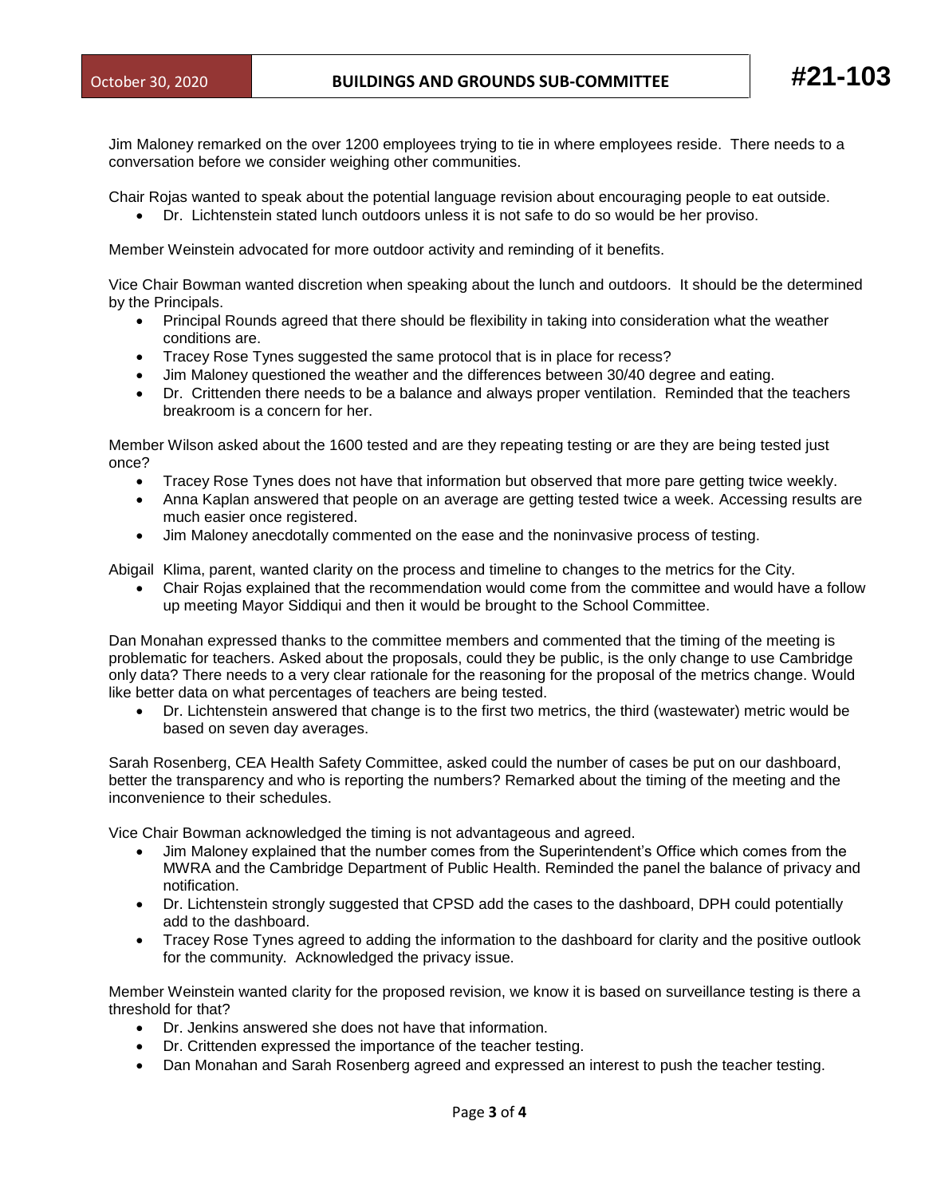Jim Maloney remarked on the over 1200 employees trying to tie in where employees reside. There needs to a conversation before we consider weighing other communities.

Chair Rojas wanted to speak about the potential language revision about encouraging people to eat outside.

- Dr. Lichtenstein stated lunch outdoors unless it is not safe to do so would be her proviso.

Member Weinstein advocated for more outdoor activity and reminding of it benefits.

Vice Chair Bowman wanted discretion when speaking about the lunch and outdoors. It should be the determined by the Principals.

- Principal Rounds agreed that there should be flexibility in taking into consideration what the weather conditions are.
- Tracey Rose Tynes suggested the same protocol that is in place for recess?
- Jim Maloney questioned the weather and the differences between 30/40 degree and eating.
- Dr. Crittenden there needs to be a balance and always proper ventilation. Reminded that the teachers breakroom is a concern for her.

Member Wilson asked about the 1600 tested and are they repeating testing or are they are being tested just once?

- Tracey Rose Tynes does not have that information but observed that more pare getting twice weekly.
- Anna Kaplan answered that people on an average are getting tested twice a week. Accessing results are much easier once registered.
- Jim Maloney anecdotally commented on the ease and the noninvasive process of testing.

Abigail Klima, parent, wanted clarity on the process and timeline to changes to the metrics for the City.

- Chair Rojas explained that the recommendation would come from the committee and would have a follow up meeting Mayor Siddiqui and then it would be brought to the School Committee.

Dan Monahan expressed thanks to the committee members and commented that the timing of the meeting is problematic for teachers. Asked about the proposals, could they be public, is the only change to use Cambridge only data? There needs to a very clear rationale for the reasoning for the proposal of the metrics change. Would like better data on what percentages of teachers are being tested.

- Dr. Lichtenstein answered that change is to the first two metrics, the third (wastewater) metric would be based on seven day averages.

Sarah Rosenberg, CEA Health Safety Committee, asked could the number of cases be put on our dashboard, better the transparency and who is reporting the numbers? Remarked about the timing of the meeting and the inconvenience to their schedules.

Vice Chair Bowman acknowledged the timing is not advantageous and agreed.

- Jim Maloney explained that the number comes from the Superintendent's Office which comes from the MWRA and the Cambridge Department of Public Health. Reminded the panel the balance of privacy and notification.
- Dr. Lichtenstein strongly suggested that CPSD add the cases to the dashboard, DPH could potentially add to the dashboard.
- Tracey Rose Tynes agreed to adding the information to the dashboard for clarity and the positive outlook for the community. Acknowledged the privacy issue.

Member Weinstein wanted clarity for the proposed revision, we know it is based on surveillance testing is there a threshold for that?

- Dr. Jenkins answered she does not have that information.
- Dr. Crittenden expressed the importance of the teacher testing.
- Dan Monahan and Sarah Rosenberg agreed and expressed an interest to push the teacher testing.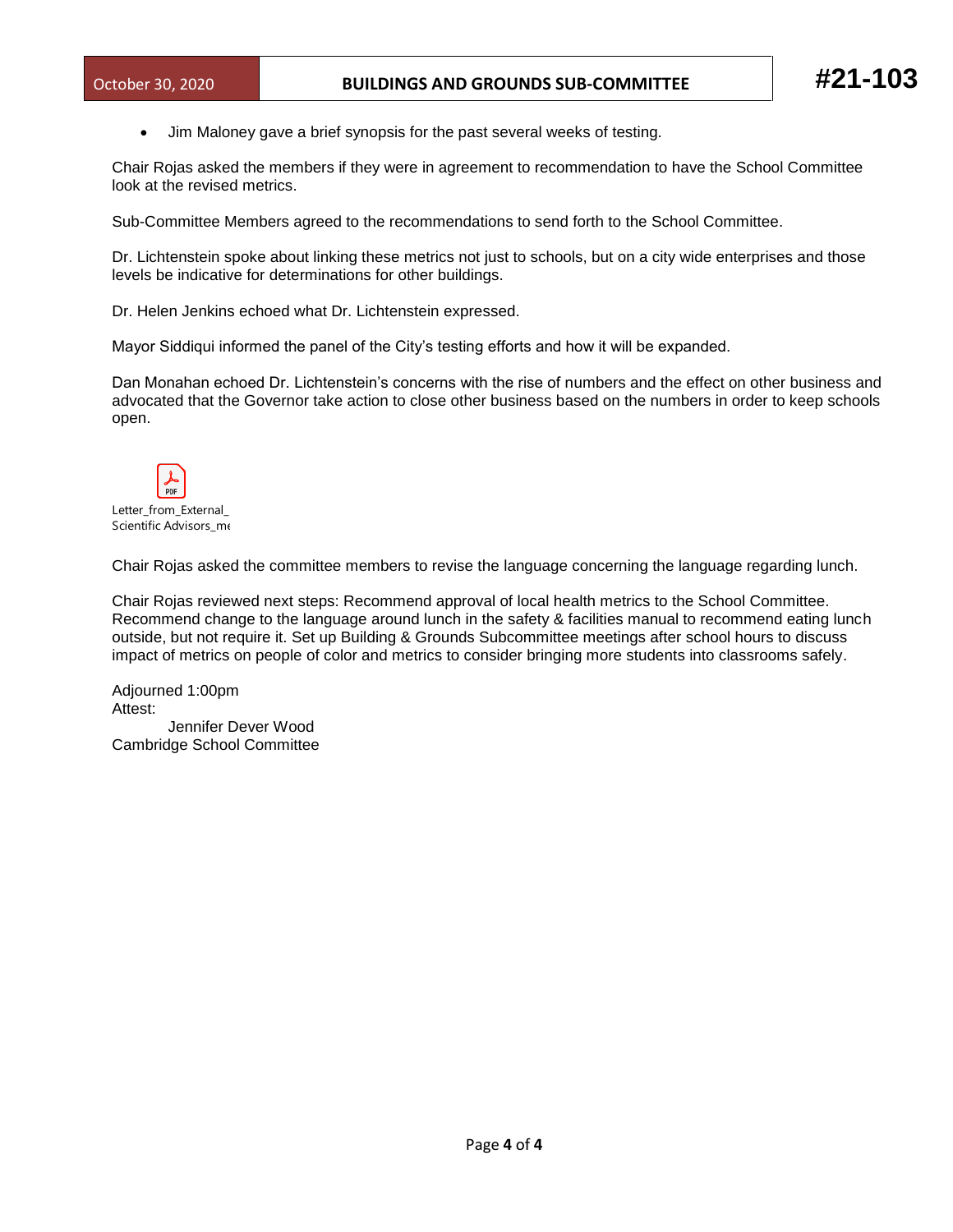- Jim Maloney gave a brief synopsis for the past several weeks of testing.

Chair Rojas asked the members if they were in agreement to recommendation to have the School Committee look at the revised metrics.

Sub-Committee Members agreed to the recommendations to send forth to the School Committee.

Dr. Lichtenstein spoke about linking these metrics not just to schools, but on a city wide enterprises and those levels be indicative for determinations for other buildings.

Dr. Helen Jenkins echoed what Dr. Lichtenstein expressed.

Mayor Siddiqui informed the panel of the City's testing efforts and how it will be expanded.

Dan Monahan echoed Dr. Lichtenstein's concerns with the rise of numbers and the effect on other business and advocated that the Governor take action to close other business based on the numbers in order to keep schools open.

Letter_from_External_Scientific Advisors_me

Chair Rojas asked the committee members to revise the language concerning the language regarding lunch.

Chair Rojas reviewed next steps: Recommend approval of local health metrics to the School Committee. Recommend change to the language around lunch in the safety & facilities manual to recommend eating lunch outside, but not require it. Set up Building & Grounds Subcommittee meetings after school hours to discuss impact of metrics on people of color and metrics to consider bringing more students into classrooms safely.

Adjourned 1:00pm
Attest:
Jennifer Dever Wood
Cambridge School Committee